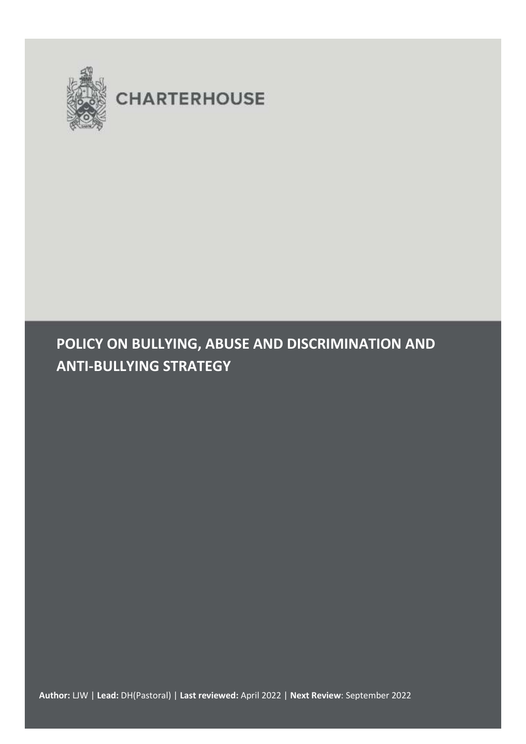CHARTERHOUSE

# POLICY ON BULLYING, ABUSE AND DISCRIMINATION AND ANTI-BULLYING STRATEGY

**Author:** LJW | **Lead:** DH(Pastoral) | **Last reviewed:** April 2022 | **Next Review**: September 2022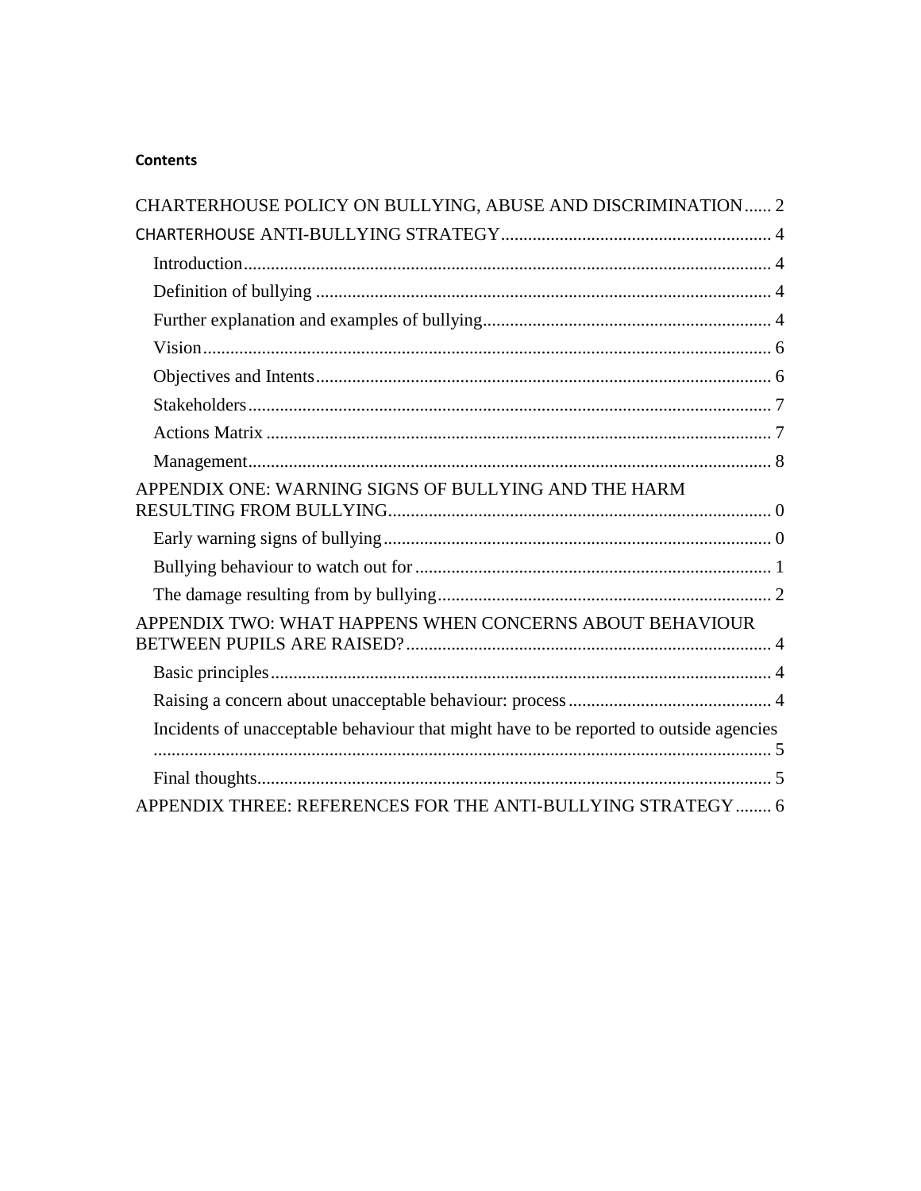**Contents**

CHARTERHOUSE POLICY ON BULLYING, ABUSE AND DISCRIMINATION ...... 2

CHARTERHOUSE ANTI-BULLYING STRATEGY ........ 4

- Introduction ........ 4
- Definition of bullying ........ 4
- Further explanation and examples of bullying ........ 4
- Vision ........ 6
- Objectives and Intents ........ 6
- Stakeholders ........ 7
- Actions Matrix ........ 7
- Management ........ 8

APPENDIX ONE: WARNING SIGNS OF BULLYING AND THE HARM RESULTING FROM BULLYING ........ 0

- Early warning signs of bullying ........ 0
- Bullying behaviour to watch out for ........ 1
- The damage resulting from by bullying ........ 2

APPENDIX TWO: WHAT HAPPENS WHEN CONCERNS ABOUT BEHAVIOUR BETWEEN PUPILS ARE RAISED? ........ 4

- Basic principles ........ 4
- Raising a concern about unacceptable behaviour: process ........ 4
- Incidents of unacceptable behaviour that might have to be reported to outside agencies ........ 5
- Final thoughts ........ 5

APPENDIX THREE: REFERENCES FOR THE ANTI-BULLYING STRATEGY ........ 6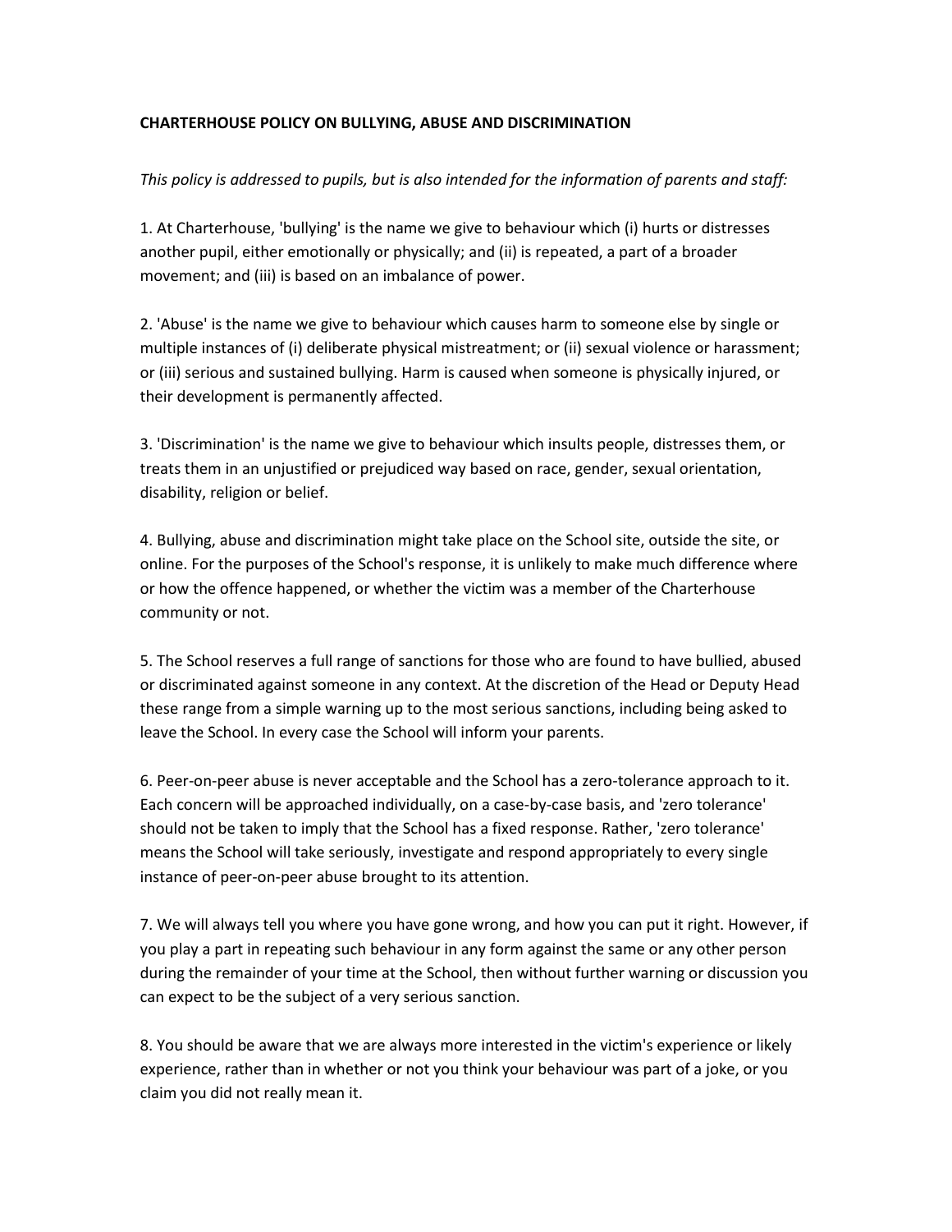**CHARTERHOUSE POLICY ON BULLYING, ABUSE AND DISCRIMINATION**

*This policy is addressed to pupils, but is also intended for the information of parents and staff:*

1. At Charterhouse, 'bullying' is the name we give to behaviour which (i) hurts or distresses another pupil, either emotionally or physically; and (ii) is repeated, a part of a broader movement; and (iii) is based on an imbalance of power.

2. 'Abuse' is the name we give to behaviour which causes harm to someone else by single or multiple instances of (i) deliberate physical mistreatment; or (ii) sexual violence or harassment; or (iii) serious and sustained bullying. Harm is caused when someone is physically injured, or their development is permanently affected.

3. 'Discrimination' is the name we give to behaviour which insults people, distresses them, or treats them in an unjustified or prejudiced way based on race, gender, sexual orientation, disability, religion or belief.

4. Bullying, abuse and discrimination might take place on the School site, outside the site, or online. For the purposes of the School's response, it is unlikely to make much difference where or how the offence happened, or whether the victim was a member of the Charterhouse community or not.

5. The School reserves a full range of sanctions for those who are found to have bullied, abused or discriminated against someone in any context. At the discretion of the Head or Deputy Head these range from a simple warning up to the most serious sanctions, including being asked to leave the School. In every case the School will inform your parents.

6. Peer-on-peer abuse is never acceptable and the School has a zero-tolerance approach to it. Each concern will be approached individually, on a case-by-case basis, and 'zero tolerance' should not be taken to imply that the School has a fixed response. Rather, 'zero tolerance' means the School will take seriously, investigate and respond appropriately to every single instance of peer-on-peer abuse brought to its attention.

7. We will always tell you where you have gone wrong, and how you can put it right. However, if you play a part in repeating such behaviour in any form against the same or any other person during the remainder of your time at the School, then without further warning or discussion you can expect to be the subject of a very serious sanction.

8. You should be aware that we are always more interested in the victim's experience or likely experience, rather than in whether or not you think your behaviour was part of a joke, or you claim you did not really mean it.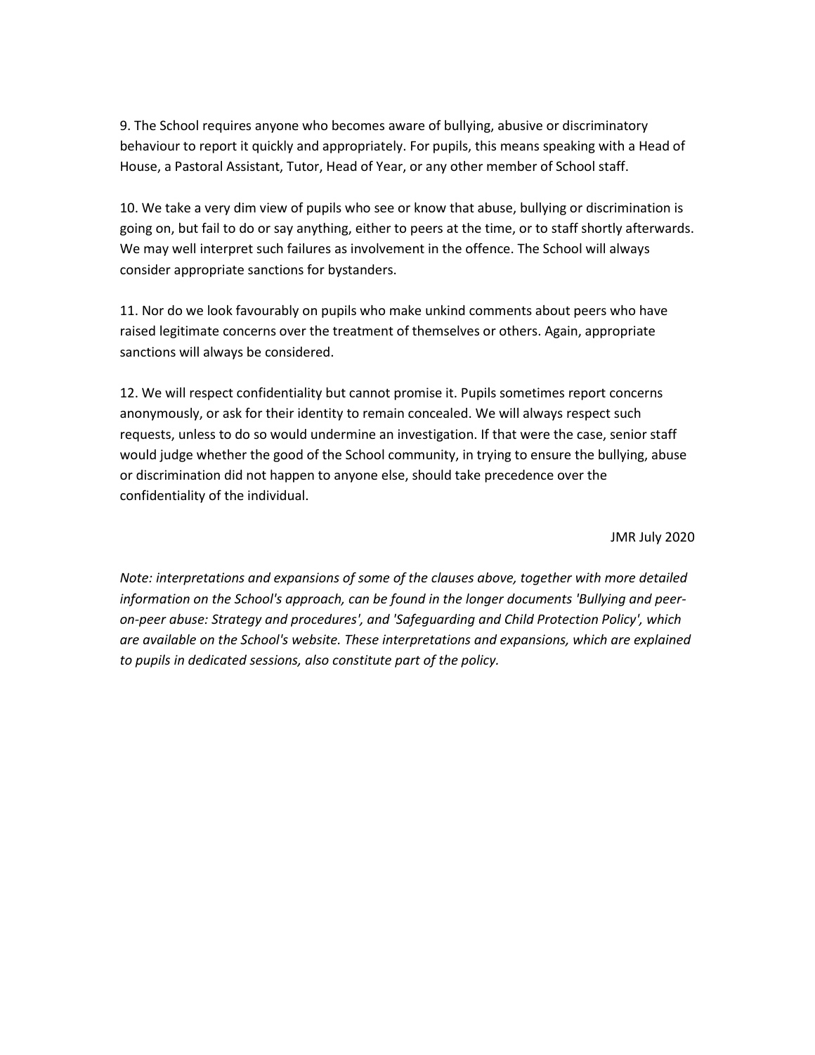9. The School requires anyone who becomes aware of bullying, abusive or discriminatory behaviour to report it quickly and appropriately. For pupils, this means speaking with a Head of House, a Pastoral Assistant, Tutor, Head of Year, or any other member of School staff.

10. We take a very dim view of pupils who see or know that abuse, bullying or discrimination is going on, but fail to do or say anything, either to peers at the time, or to staff shortly afterwards. We may well interpret such failures as involvement in the offence. The School will always consider appropriate sanctions for bystanders.

11. Nor do we look favourably on pupils who make unkind comments about peers who have raised legitimate concerns over the treatment of themselves or others. Again, appropriate sanctions will always be considered.

12. We will respect confidentiality but cannot promise it. Pupils sometimes report concerns anonymously, or ask for their identity to remain concealed. We will always respect such requests, unless to do so would undermine an investigation. If that were the case, senior staff would judge whether the good of the School community, in trying to ensure the bullying, abuse or discrimination did not happen to anyone else, should take precedence over the confidentiality of the individual.

JMR July 2020

*Note: interpretations and expansions of some of the clauses above, together with more detailed information on the School's approach, can be found in the longer documents 'Bullying and peer-on-peer abuse: Strategy and procedures', and 'Safeguarding and Child Protection Policy', which are available on the School's website. These interpretations and expansions, which are explained to pupils in dedicated sessions, also constitute part of the policy.*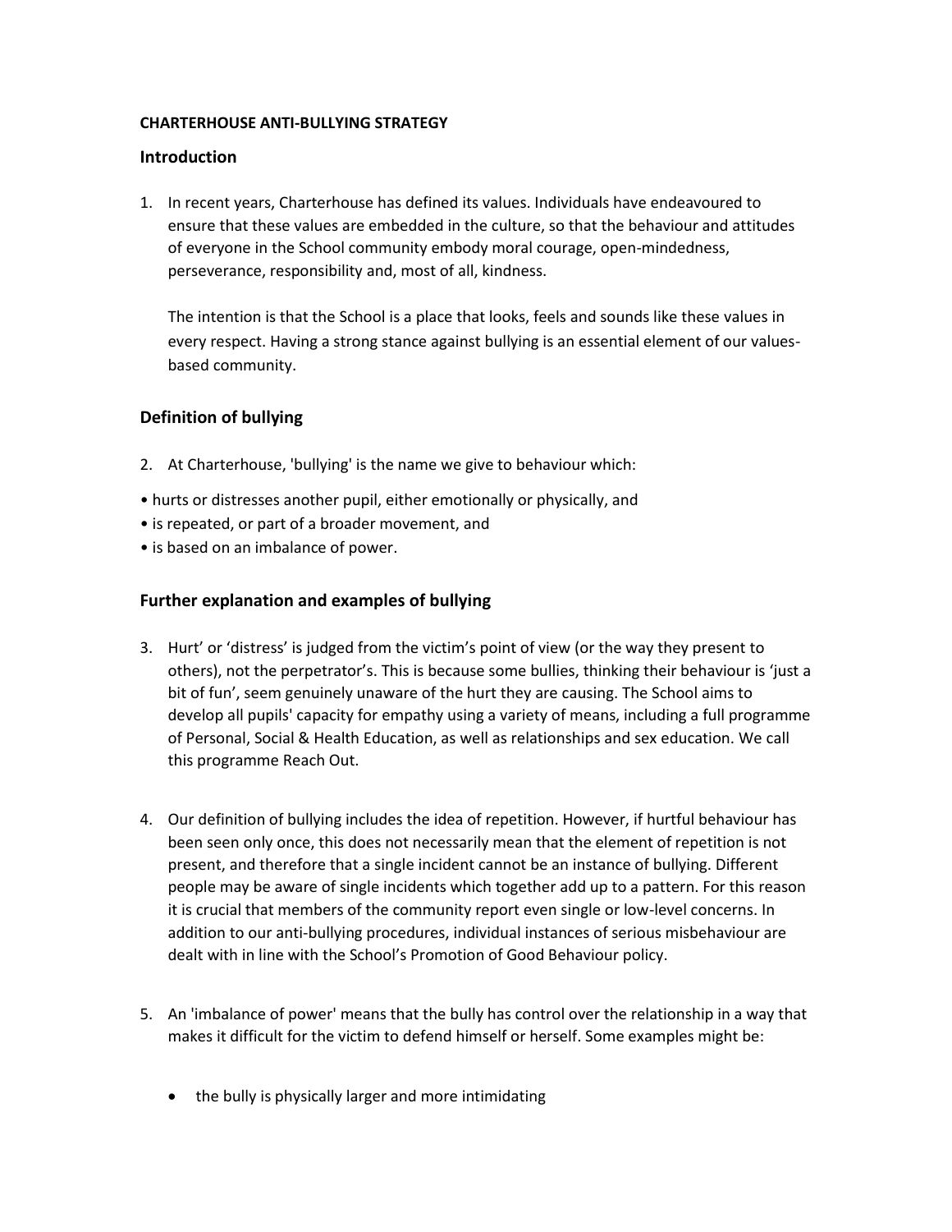**CHARTERHOUSE ANTI-BULLYING STRATEGY**

## Introduction

1. In recent years, Charterhouse has defined its values. Individuals have endeavoured to ensure that these values are embedded in the culture, so that the behaviour and attitudes of everyone in the School community embody moral courage, open-mindedness, perseverance, responsibility and, most of all, kindness.

   The intention is that the School is a place that looks, feels and sounds like these values in every respect. Having a strong stance against bullying is an essential element of our values-based community.

## Definition of bullying

2. At Charterhouse, 'bullying' is the name we give to behaviour which:

• hurts or distresses another pupil, either emotionally or physically, and
• is repeated, or part of a broader movement, and
• is based on an imbalance of power.

## Further explanation and examples of bullying

3. Hurt' or 'distress' is judged from the victim's point of view (or the way they present to others), not the perpetrator's. This is because some bullies, thinking their behaviour is 'just a bit of fun', seem genuinely unaware of the hurt they are causing. The School aims to develop all pupils' capacity for empathy using a variety of means, including a full programme of Personal, Social & Health Education, as well as relationships and sex education. We call this programme Reach Out.

4. Our definition of bullying includes the idea of repetition. However, if hurtful behaviour has been seen only once, this does not necessarily mean that the element of repetition is not present, and therefore that a single incident cannot be an instance of bullying. Different people may be aware of single incidents which together add up to a pattern. For this reason it is crucial that members of the community report even single or low-level concerns. In addition to our anti-bullying procedures, individual instances of serious misbehaviour are dealt with in line with the School's Promotion of Good Behaviour policy.

5. An 'imbalance of power' means that the bully has control over the relationship in a way that makes it difficult for the victim to defend himself or herself. Some examples might be:

   - the bully is physically larger and more intimidating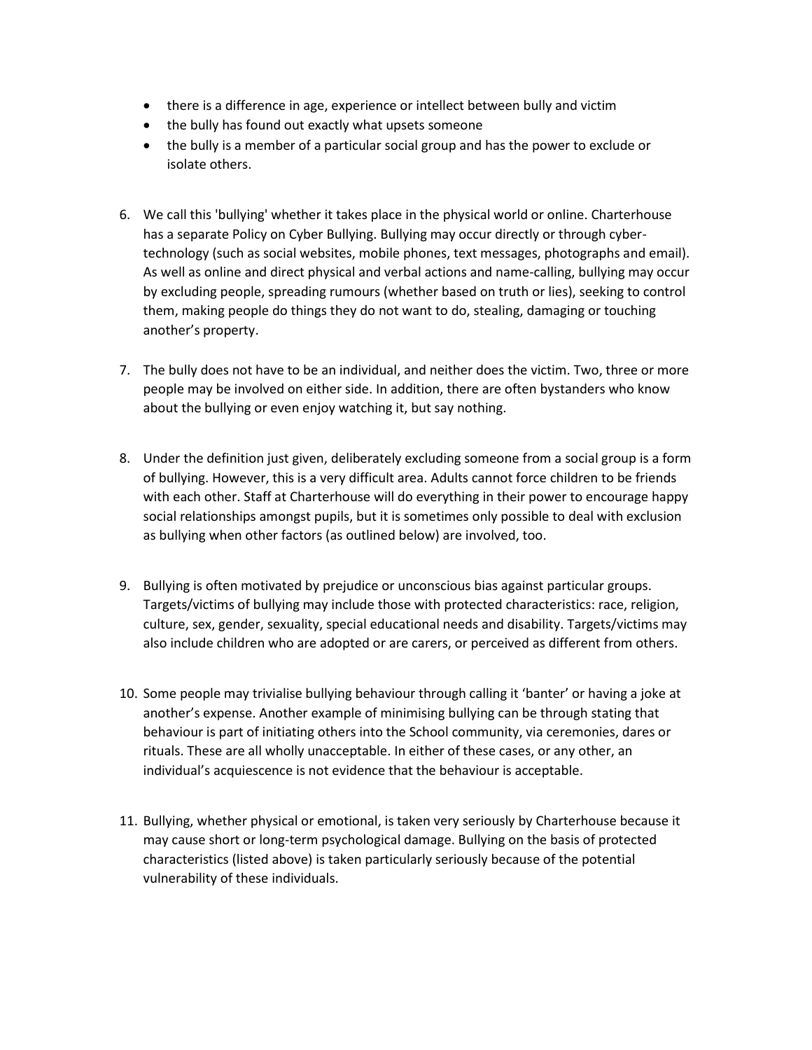- there is a difference in age, experience or intellect between bully and victim
- the bully has found out exactly what upsets someone
- the bully is a member of a particular social group and has the power to exclude or isolate others.

6. We call this 'bullying' whether it takes place in the physical world or online. Charterhouse has a separate Policy on Cyber Bullying. Bullying may occur directly or through cyber-technology (such as social websites, mobile phones, text messages, photographs and email). As well as online and direct physical and verbal actions and name-calling, bullying may occur by excluding people, spreading rumours (whether based on truth or lies), seeking to control them, making people do things they do not want to do, stealing, damaging or touching another's property.

7. The bully does not have to be an individual, and neither does the victim. Two, three or more people may be involved on either side. In addition, there are often bystanders who know about the bullying or even enjoy watching it, but say nothing.

8. Under the definition just given, deliberately excluding someone from a social group is a form of bullying. However, this is a very difficult area. Adults cannot force children to be friends with each other. Staff at Charterhouse will do everything in their power to encourage happy social relationships amongst pupils, but it is sometimes only possible to deal with exclusion as bullying when other factors (as outlined below) are involved, too.

9. Bullying is often motivated by prejudice or unconscious bias against particular groups. Targets/victims of bullying may include those with protected characteristics: race, religion, culture, sex, gender, sexuality, special educational needs and disability. Targets/victims may also include children who are adopted or are carers, or perceived as different from others.

10. Some people may trivialise bullying behaviour through calling it 'banter' or having a joke at another's expense. Another example of minimising bullying can be through stating that behaviour is part of initiating others into the School community, via ceremonies, dares or rituals. These are all wholly unacceptable. In either of these cases, or any other, an individual's acquiescence is not evidence that the behaviour is acceptable.

11. Bullying, whether physical or emotional, is taken very seriously by Charterhouse because it may cause short or long-term psychological damage. Bullying on the basis of protected characteristics (listed above) is taken particularly seriously because of the potential vulnerability of these individuals.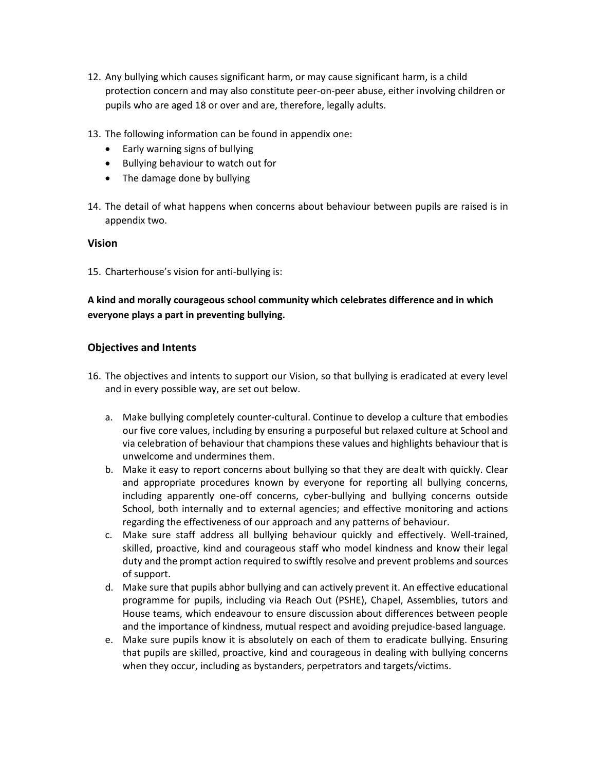12. Any bullying which causes significant harm, or may cause significant harm, is a child protection concern and may also constitute peer-on-peer abuse, either involving children or pupils who are aged 18 or over and are, therefore, legally adults.

13. The following information can be found in appendix one:
    - Early warning signs of bullying
    - Bullying behaviour to watch out for
    - The damage done by bullying

14. The detail of what happens when concerns about behaviour between pupils are raised is in appendix two.

## Vision

15. Charterhouse's vision for anti-bullying is:

**A kind and morally courageous school community which celebrates difference and in which everyone plays a part in preventing bullying.**

## Objectives and Intents

16. The objectives and intents to support our Vision, so that bullying is eradicated at every level and in every possible way, are set out below.

    a. Make bullying completely counter-cultural. Continue to develop a culture that embodies our five core values, including by ensuring a purposeful but relaxed culture at School and via celebration of behaviour that champions these values and highlights behaviour that is unwelcome and undermines them.

    b. Make it easy to report concerns about bullying so that they are dealt with quickly. Clear and appropriate procedures known by everyone for reporting all bullying concerns, including apparently one-off concerns, cyber-bullying and bullying concerns outside School, both internally and to external agencies; and effective monitoring and actions regarding the effectiveness of our approach and any patterns of behaviour.

    c. Make sure staff address all bullying behaviour quickly and effectively. Well-trained, skilled, proactive, kind and courageous staff who model kindness and know their legal duty and the prompt action required to swiftly resolve and prevent problems and sources of support.

    d. Make sure that pupils abhor bullying and can actively prevent it. An effective educational programme for pupils, including via Reach Out (PSHE), Chapel, Assemblies, tutors and House teams, which endeavour to ensure discussion about differences between people and the importance of kindness, mutual respect and avoiding prejudice-based language.

    e. Make sure pupils know it is absolutely on each of them to eradicate bullying. Ensuring that pupils are skilled, proactive, kind and courageous in dealing with bullying concerns when they occur, including as bystanders, perpetrators and targets/victims.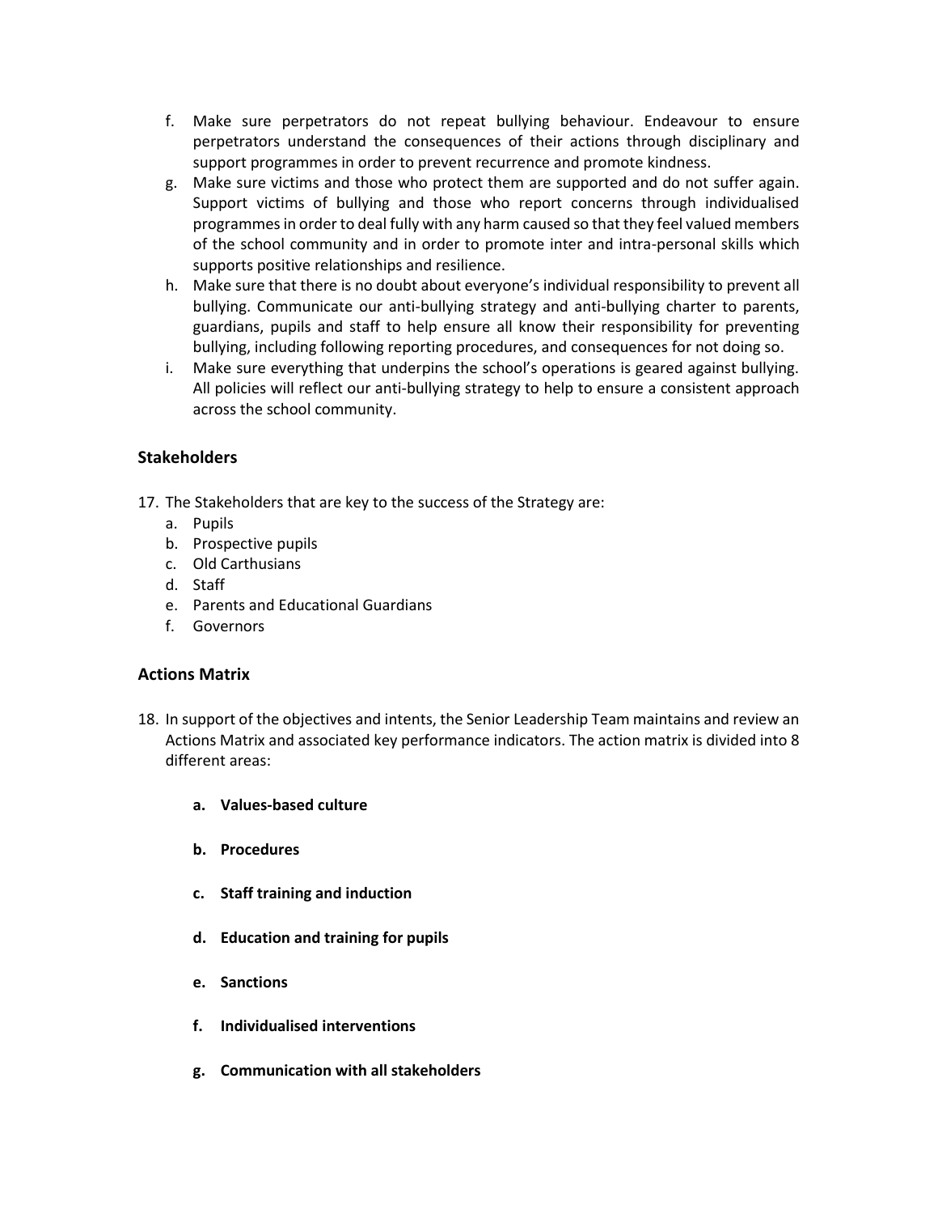f. Make sure perpetrators do not repeat bullying behaviour. Endeavour to ensure perpetrators understand the consequences of their actions through disciplinary and support programmes in order to prevent recurrence and promote kindness.
g. Make sure victims and those who protect them are supported and do not suffer again. Support victims of bullying and those who report concerns through individualised programmes in order to deal fully with any harm caused so that they feel valued members of the school community and in order to promote inter and intra-personal skills which supports positive relationships and resilience.
h. Make sure that there is no doubt about everyone's individual responsibility to prevent all bullying. Communicate our anti-bullying strategy and anti-bullying charter to parents, guardians, pupils and staff to help ensure all know their responsibility for preventing bullying, including following reporting procedures, and consequences for not doing so.
i. Make sure everything that underpins the school's operations is geared against bullying. All policies will reflect our anti-bullying strategy to help to ensure a consistent approach across the school community.

## Stakeholders

17. The Stakeholders that are key to the success of the Strategy are:
    a. Pupils
    b. Prospective pupils
    c. Old Carthusians
    d. Staff
    e. Parents and Educational Guardians
    f. Governors

## Actions Matrix

18. In support of the objectives and intents, the Senior Leadership Team maintains and review an Actions Matrix and associated key performance indicators. The action matrix is divided into 8 different areas:

    **a. Values-based culture**

    **b. Procedures**

    **c. Staff training and induction**

    **d. Education and training for pupils**

    **e. Sanctions**

    **f. Individualised interventions**

    **g. Communication with all stakeholders**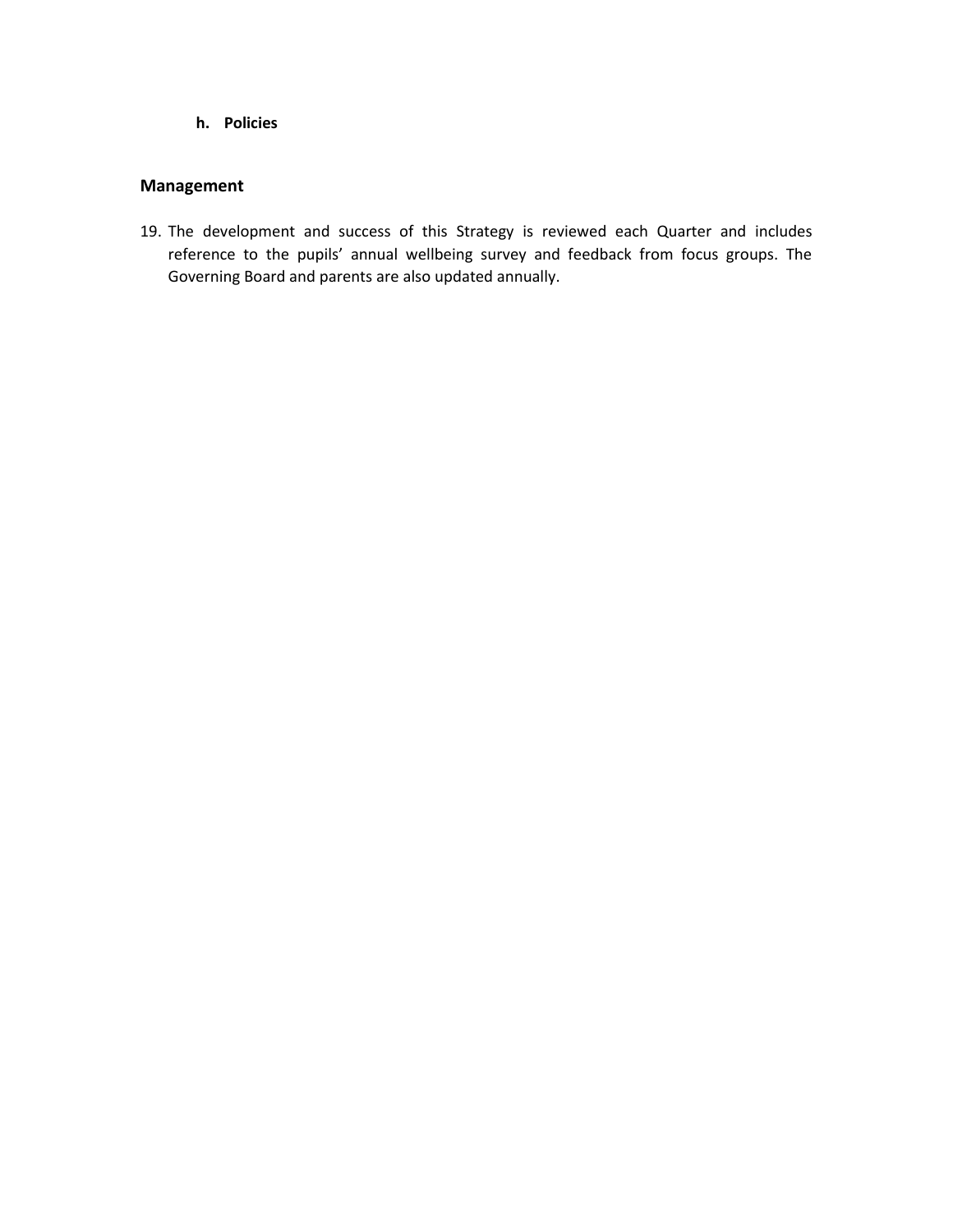**h. Policies**

## Management

19. The development and success of this Strategy is reviewed each Quarter and includes reference to the pupils' annual wellbeing survey and feedback from focus groups. The Governing Board and parents are also updated annually.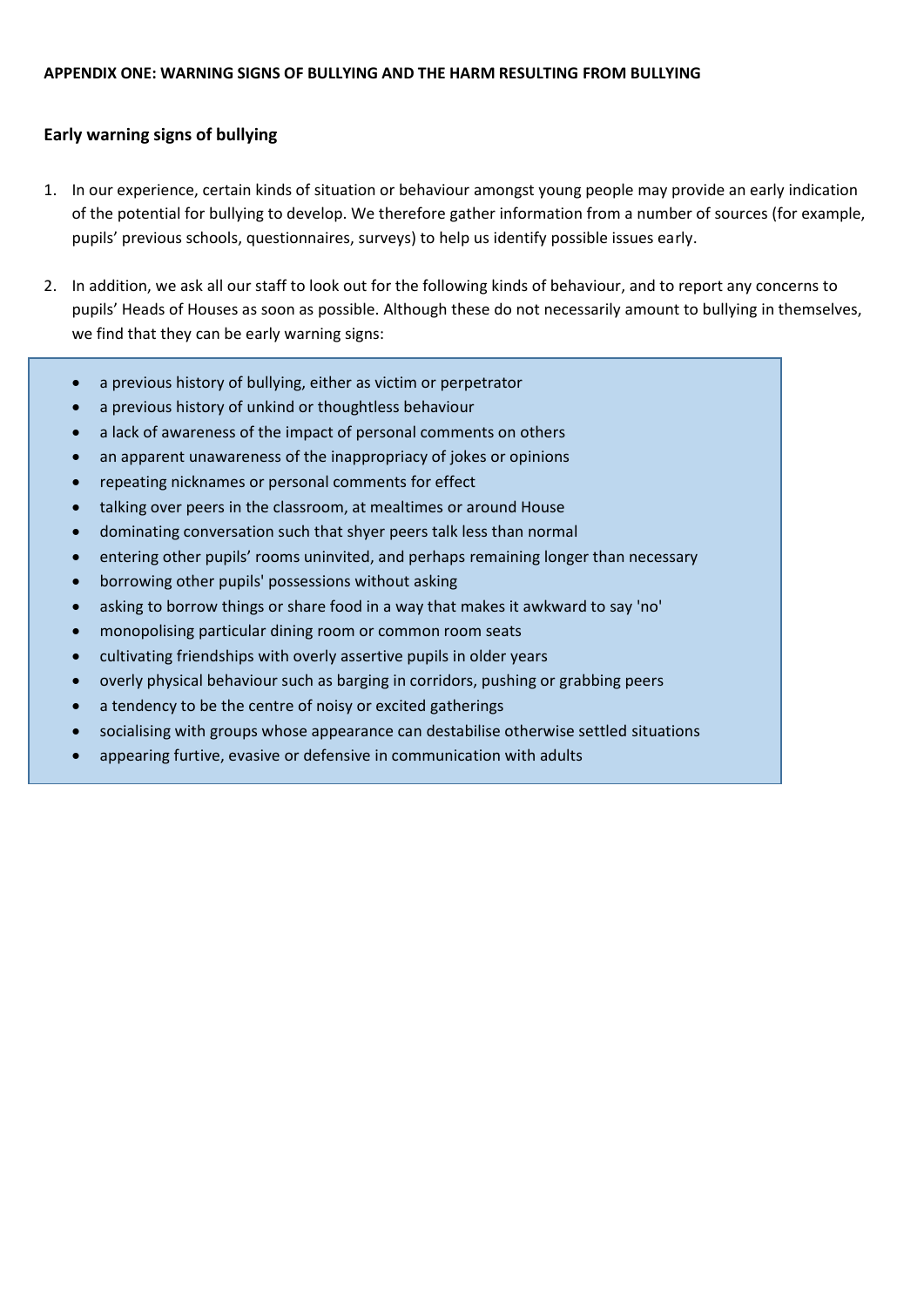**APPENDIX ONE: WARNING SIGNS OF BULLYING AND THE HARM RESULTING FROM BULLYING**

## Early warning signs of bullying

1. In our experience, certain kinds of situation or behaviour amongst young people may provide an early indication of the potential for bullying to develop. We therefore gather information from a number of sources (for example, pupils' previous schools, questionnaires, surveys) to help us identify possible issues early.

2. In addition, we ask all our staff to look out for the following kinds of behaviour, and to report any concerns to pupils' Heads of Houses as soon as possible. Although these do not necessarily amount to bullying in themselves, we find that they can be early warning signs:

- a previous history of bullying, either as victim or perpetrator
- a previous history of unkind or thoughtless behaviour
- a lack of awareness of the impact of personal comments on others
- an apparent unawareness of the inappropriacy of jokes or opinions
- repeating nicknames or personal comments for effect
- talking over peers in the classroom, at mealtimes or around House
- dominating conversation such that shyer peers talk less than normal
- entering other pupils' rooms uninvited, and perhaps remaining longer than necessary
- borrowing other pupils' possessions without asking
- asking to borrow things or share food in a way that makes it awkward to say 'no'
- monopolising particular dining room or common room seats
- cultivating friendships with overly assertive pupils in older years
- overly physical behaviour such as barging in corridors, pushing or grabbing peers
- a tendency to be the centre of noisy or excited gatherings
- socialising with groups whose appearance can destabilise otherwise settled situations
- appearing furtive, evasive or defensive in communication with adults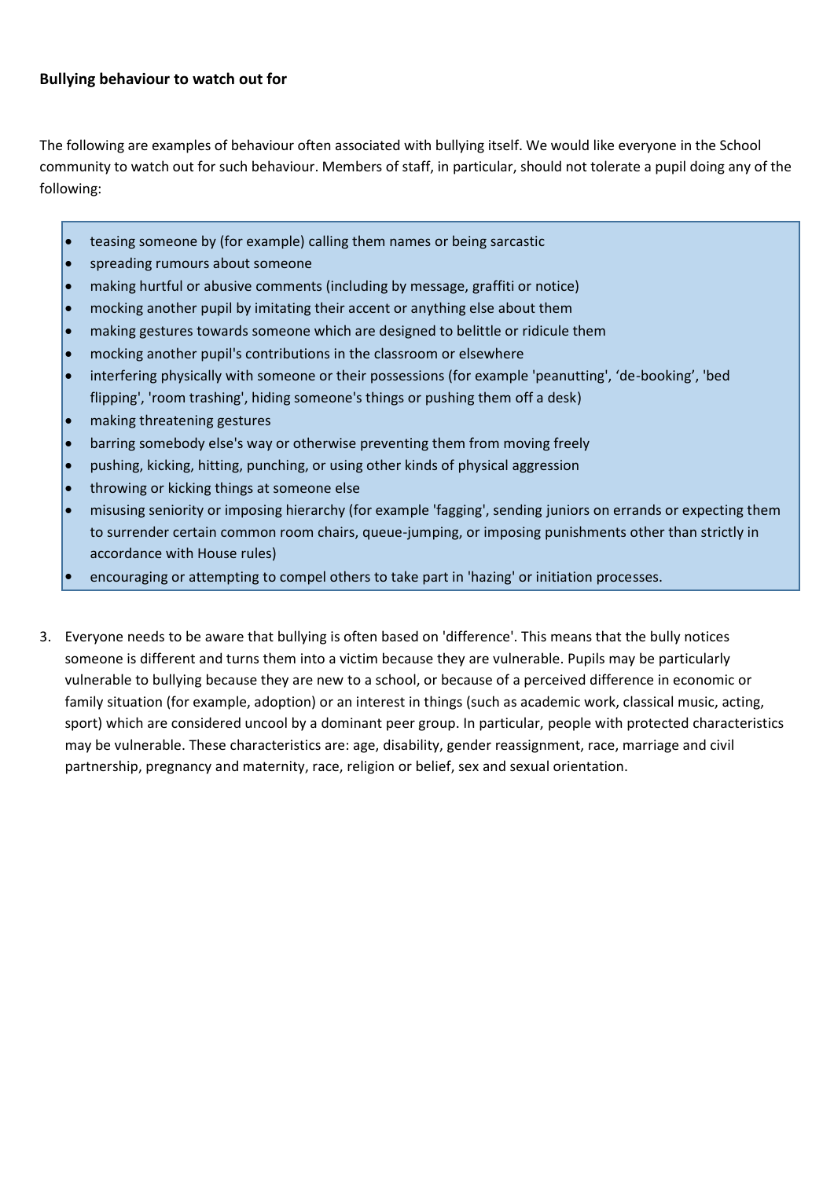**Bullying behaviour to watch out for**

The following are examples of behaviour often associated with bullying itself. We would like everyone in the School community to watch out for such behaviour. Members of staff, in particular, should not tolerate a pupil doing any of the following:

- teasing someone by (for example) calling them names or being sarcastic
- spreading rumours about someone
- making hurtful or abusive comments (including by message, graffiti or notice)
- mocking another pupil by imitating their accent or anything else about them
- making gestures towards someone which are designed to belittle or ridicule them
- mocking another pupil's contributions in the classroom or elsewhere
- interfering physically with someone or their possessions (for example 'peanutting', 'de-booking', 'bed flipping', 'room trashing', hiding someone's things or pushing them off a desk)
- making threatening gestures
- barring somebody else's way or otherwise preventing them from moving freely
- pushing, kicking, hitting, punching, or using other kinds of physical aggression
- throwing or kicking things at someone else
- misusing seniority or imposing hierarchy (for example 'fagging', sending juniors on errands or expecting them to surrender certain common room chairs, queue-jumping, or imposing punishments other than strictly in accordance with House rules)
- encouraging or attempting to compel others to take part in 'hazing' or initiation processes.

3. Everyone needs to be aware that bullying is often based on 'difference'. This means that the bully notices someone is different and turns them into a victim because they are vulnerable. Pupils may be particularly vulnerable to bullying because they are new to a school, or because of a perceived difference in economic or family situation (for example, adoption) or an interest in things (such as academic work, classical music, acting, sport) which are considered uncool by a dominant peer group. In particular, people with protected characteristics may be vulnerable. These characteristics are: age, disability, gender reassignment, race, marriage and civil partnership, pregnancy and maternity, race, religion or belief, sex and sexual orientation.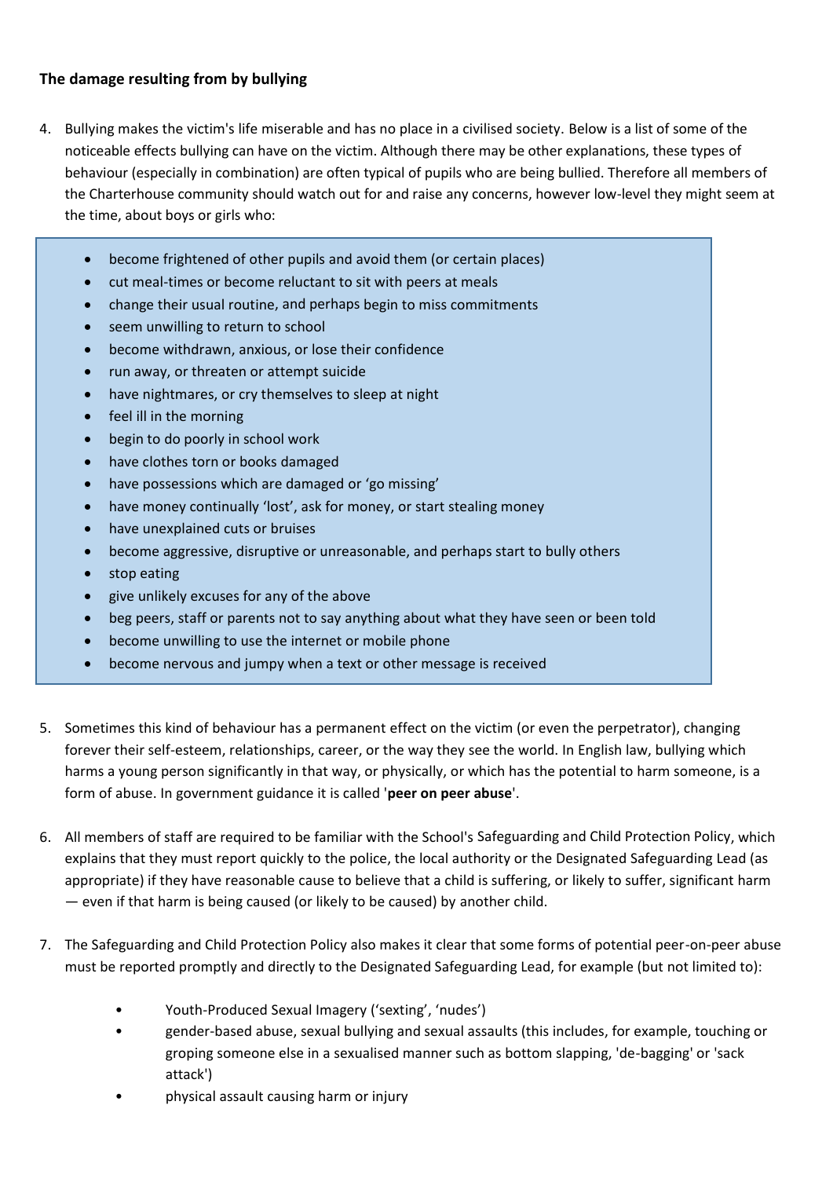**The damage resulting from by bullying**

4. Bullying makes the victim's life miserable and has no place in a civilised society. Below is a list of some of the noticeable effects bullying can have on the victim. Although there may be other explanations, these types of behaviour (especially in combination) are often typical of pupils who are being bullied. Therefore all members of the Charterhouse community should watch out for and raise any concerns, however low-level they might seem at the time, about boys or girls who:

- become frightened of other pupils and avoid them (or certain places)
- cut meal-times or become reluctant to sit with peers at meals
- change their usual routine, and perhaps begin to miss commitments
- seem unwilling to return to school
- become withdrawn, anxious, or lose their confidence
- run away, or threaten or attempt suicide
- have nightmares, or cry themselves to sleep at night
- feel ill in the morning
- begin to do poorly in school work
- have clothes torn or books damaged
- have possessions which are damaged or 'go missing'
- have money continually 'lost', ask for money, or start stealing money
- have unexplained cuts or bruises
- become aggressive, disruptive or unreasonable, and perhaps start to bully others
- stop eating
- give unlikely excuses for any of the above
- beg peers, staff or parents not to say anything about what they have seen or been told
- become unwilling to use the internet or mobile phone
- become nervous and jumpy when a text or other message is received

5. Sometimes this kind of behaviour has a permanent effect on the victim (or even the perpetrator), changing forever their self-esteem, relationships, career, or the way they see the world. In English law, bullying which harms a young person significantly in that way, or physically, or which has the potential to harm someone, is a form of abuse. In government guidance it is called '**peer on peer abuse**'.

6. All members of staff are required to be familiar with the School's Safeguarding and Child Protection Policy, which explains that they must report quickly to the police, the local authority or the Designated Safeguarding Lead (as appropriate) if they have reasonable cause to believe that a child is suffering, or likely to suffer, significant harm — even if that harm is being caused (or likely to be caused) by another child.

7. The Safeguarding and Child Protection Policy also makes it clear that some forms of potential peer-on-peer abuse must be reported promptly and directly to the Designated Safeguarding Lead, for example (but not limited to):

   - Youth-Produced Sexual Imagery ('sexting', 'nudes')
   - gender-based abuse, sexual bullying and sexual assaults (this includes, for example, touching or groping someone else in a sexualised manner such as bottom slapping, 'de-bagging' or 'sack attack')
   - physical assault causing harm or injury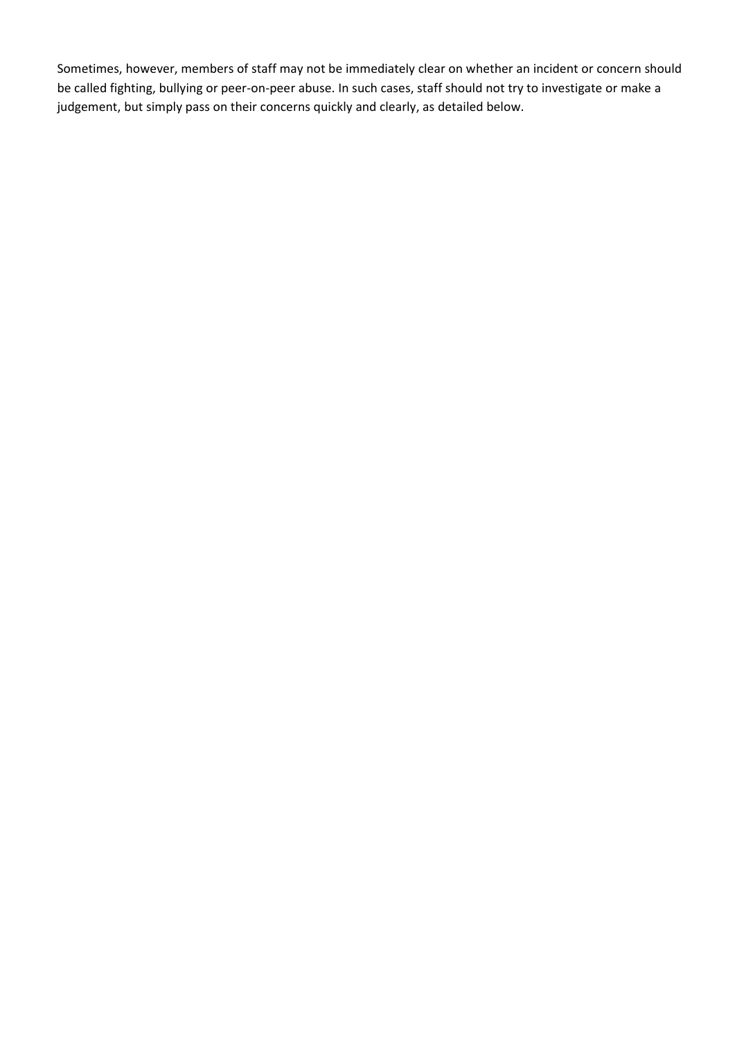Sometimes, however, members of staff may not be immediately clear on whether an incident or concern should be called fighting, bullying or peer-on-peer abuse. In such cases, staff should not try to investigate or make a judgement, but simply pass on their concerns quickly and clearly, as detailed below.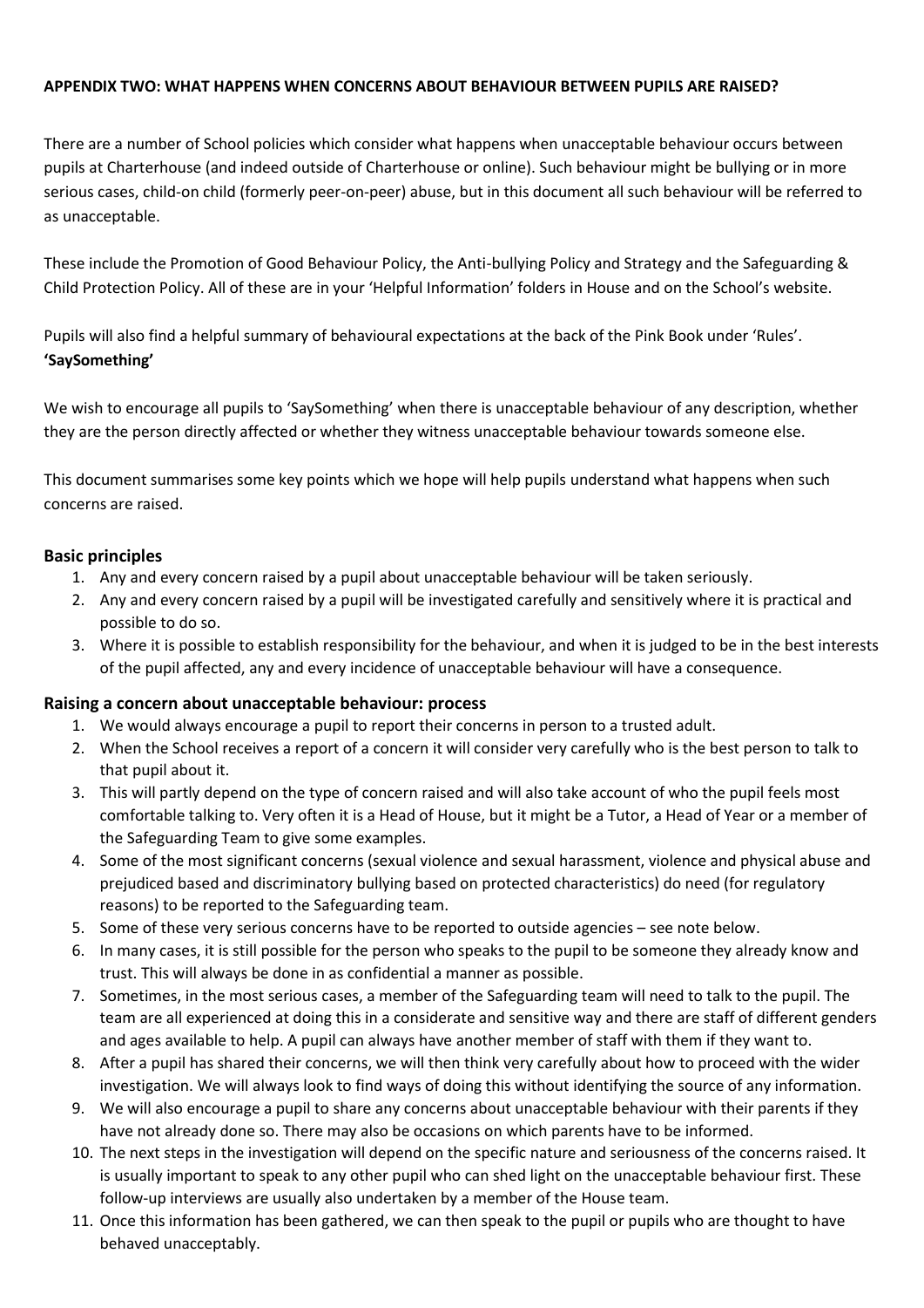**APPENDIX TWO: WHAT HAPPENS WHEN CONCERNS ABOUT BEHAVIOUR BETWEEN PUPILS ARE RAISED?**

There are a number of School policies which consider what happens when unacceptable behaviour occurs between pupils at Charterhouse (and indeed outside of Charterhouse or online). Such behaviour might be bullying or in more serious cases, child-on child (formerly peer-on-peer) abuse, but in this document all such behaviour will be referred to as unacceptable.

These include the Promotion of Good Behaviour Policy, the Anti-bullying Policy and Strategy and the Safeguarding & Child Protection Policy. All of these are in your 'Helpful Information' folders in House and on the School's website.

Pupils will also find a helpful summary of behavioural expectations at the back of the Pink Book under 'Rules'.

**'SaySomething'**

We wish to encourage all pupils to 'SaySomething' when there is unacceptable behaviour of any description, whether they are the person directly affected or whether they witness unacceptable behaviour towards someone else.

This document summarises some key points which we hope will help pupils understand what happens when such concerns are raised.

## Basic principles

1. Any and every concern raised by a pupil about unacceptable behaviour will be taken seriously.
2. Any and every concern raised by a pupil will be investigated carefully and sensitively where it is practical and possible to do so.
3. Where it is possible to establish responsibility for the behaviour, and when it is judged to be in the best interests of the pupil affected, any and every incidence of unacceptable behaviour will have a consequence.

## Raising a concern about unacceptable behaviour: process

1. We would always encourage a pupil to report their concerns in person to a trusted adult.
2. When the School receives a report of a concern it will consider very carefully who is the best person to talk to that pupil about it.
3. This will partly depend on the type of concern raised and will also take account of who the pupil feels most comfortable talking to. Very often it is a Head of House, but it might be a Tutor, a Head of Year or a member of the Safeguarding Team to give some examples.
4. Some of the most significant concerns (sexual violence and sexual harassment, violence and physical abuse and prejudiced based and discriminatory bullying based on protected characteristics) do need (for regulatory reasons) to be reported to the Safeguarding team.
5. Some of these very serious concerns have to be reported to outside agencies – see note below.
6. In many cases, it is still possible for the person who speaks to the pupil to be someone they already know and trust. This will always be done in as confidential a manner as possible.
7. Sometimes, in the most serious cases, a member of the Safeguarding team will need to talk to the pupil. The team are all experienced at doing this in a considerate and sensitive way and there are staff of different genders and ages available to help. A pupil can always have another member of staff with them if they want to.
8. After a pupil has shared their concerns, we will then think very carefully about how to proceed with the wider investigation. We will always look to find ways of doing this without identifying the source of any information.
9. We will also encourage a pupil to share any concerns about unacceptable behaviour with their parents if they have not already done so. There may also be occasions on which parents have to be informed.
10. The next steps in the investigation will depend on the specific nature and seriousness of the concerns raised. It is usually important to speak to any other pupil who can shed light on the unacceptable behaviour first. These follow-up interviews are usually also undertaken by a member of the House team.
11. Once this information has been gathered, we can then speak to the pupil or pupils who are thought to have behaved unacceptably.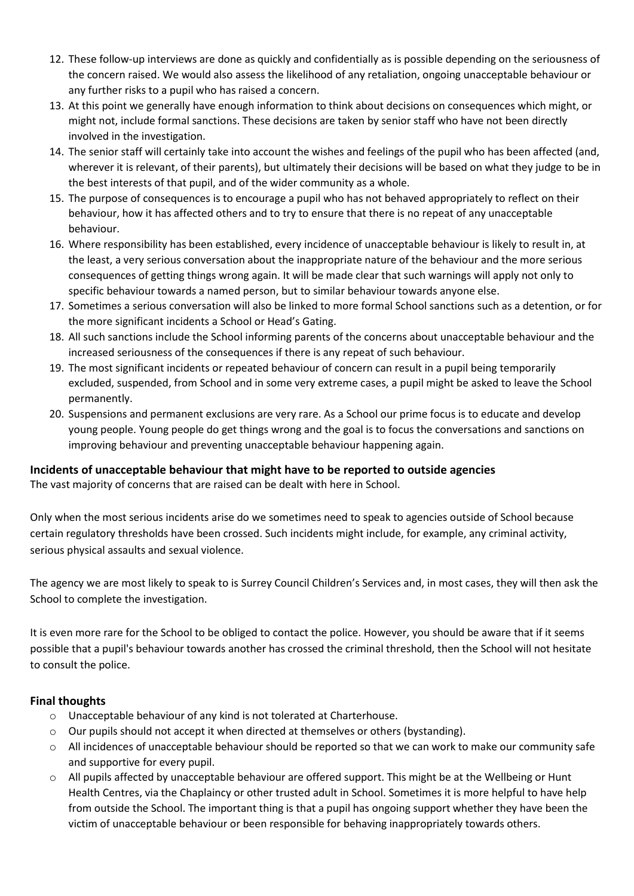12. These follow-up interviews are done as quickly and confidentially as is possible depending on the seriousness of the concern raised. We would also assess the likelihood of any retaliation, ongoing unacceptable behaviour or any further risks to a pupil who has raised a concern.
13. At this point we generally have enough information to think about decisions on consequences which might, or might not, include formal sanctions. These decisions are taken by senior staff who have not been directly involved in the investigation.
14. The senior staff will certainly take into account the wishes and feelings of the pupil who has been affected (and, wherever it is relevant, of their parents), but ultimately their decisions will be based on what they judge to be in the best interests of that pupil, and of the wider community as a whole.
15. The purpose of consequences is to encourage a pupil who has not behaved appropriately to reflect on their behaviour, how it has affected others and to try to ensure that there is no repeat of any unacceptable behaviour.
16. Where responsibility has been established, every incidence of unacceptable behaviour is likely to result in, at the least, a very serious conversation about the inappropriate nature of the behaviour and the more serious consequences of getting things wrong again. It will be made clear that such warnings will apply not only to specific behaviour towards a named person, but to similar behaviour towards anyone else.
17. Sometimes a serious conversation will also be linked to more formal School sanctions such as a detention, or for the more significant incidents a School or Head's Gating.
18. All such sanctions include the School informing parents of the concerns about unacceptable behaviour and the increased seriousness of the consequences if there is any repeat of such behaviour.
19. The most significant incidents or repeated behaviour of concern can result in a pupil being temporarily excluded, suspended, from School and in some very extreme cases, a pupil might be asked to leave the School permanently.
20. Suspensions and permanent exclusions are very rare. As a School our prime focus is to educate and develop young people. Young people do get things wrong and the goal is to focus the conversations and sanctions on improving behaviour and preventing unacceptable behaviour happening again.

### Incidents of unacceptable behaviour that might have to be reported to outside agencies

The vast majority of concerns that are raised can be dealt with here in School.

Only when the most serious incidents arise do we sometimes need to speak to agencies outside of School because certain regulatory thresholds have been crossed. Such incidents might include, for example, any criminal activity, serious physical assaults and sexual violence.

The agency we are most likely to speak to is Surrey Council Children's Services and, in most cases, they will then ask the School to complete the investigation.

It is even more rare for the School to be obliged to contact the police. However, you should be aware that if it seems possible that a pupil's behaviour towards another has crossed the criminal threshold, then the School will not hesitate to consult the police.

### Final thoughts

- Unacceptable behaviour of any kind is not tolerated at Charterhouse.
- Our pupils should not accept it when directed at themselves or others (bystanding).
- All incidences of unacceptable behaviour should be reported so that we can work to make our community safe and supportive for every pupil.
- All pupils affected by unacceptable behaviour are offered support. This might be at the Wellbeing or Hunt Health Centres, via the Chaplaincy or other trusted adult in School. Sometimes it is more helpful to have help from outside the School. The important thing is that a pupil has ongoing support whether they have been the victim of unacceptable behaviour or been responsible for behaving inappropriately towards others.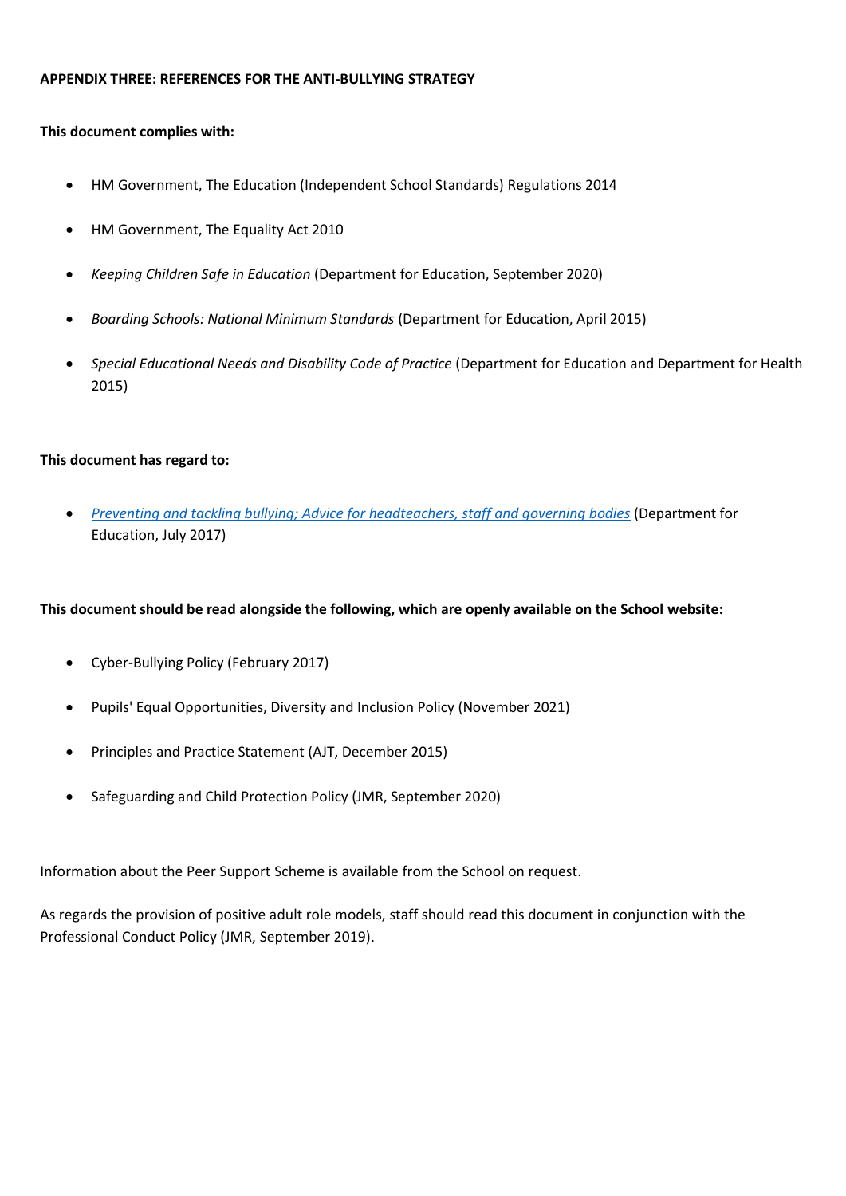**APPENDIX THREE: REFERENCES FOR THE ANTI-BULLYING STRATEGY**

**This document complies with:**

- HM Government, The Education (Independent School Standards) Regulations 2014
- HM Government, The Equality Act 2010
- *Keeping Children Safe in Education* (Department for Education, September 2020)
- *Boarding Schools: National Minimum Standards* (Department for Education, April 2015)
- *Special Educational Needs and Disability Code of Practice* (Department for Education and Department for Health 2015)

**This document has regard to:**

- *Preventing and tackling bullying; Advice for headteachers, staff and governing bodies* (Department for Education, July 2017)

**This document should be read alongside the following, which are openly available on the School website:**

- Cyber-Bullying Policy (February 2017)
- Pupils' Equal Opportunities, Diversity and Inclusion Policy (November 2021)
- Principles and Practice Statement (AJT, December 2015)
- Safeguarding and Child Protection Policy (JMR, September 2020)

Information about the Peer Support Scheme is available from the School on request.

As regards the provision of positive adult role models, staff should read this document in conjunction with the Professional Conduct Policy (JMR, September 2019).